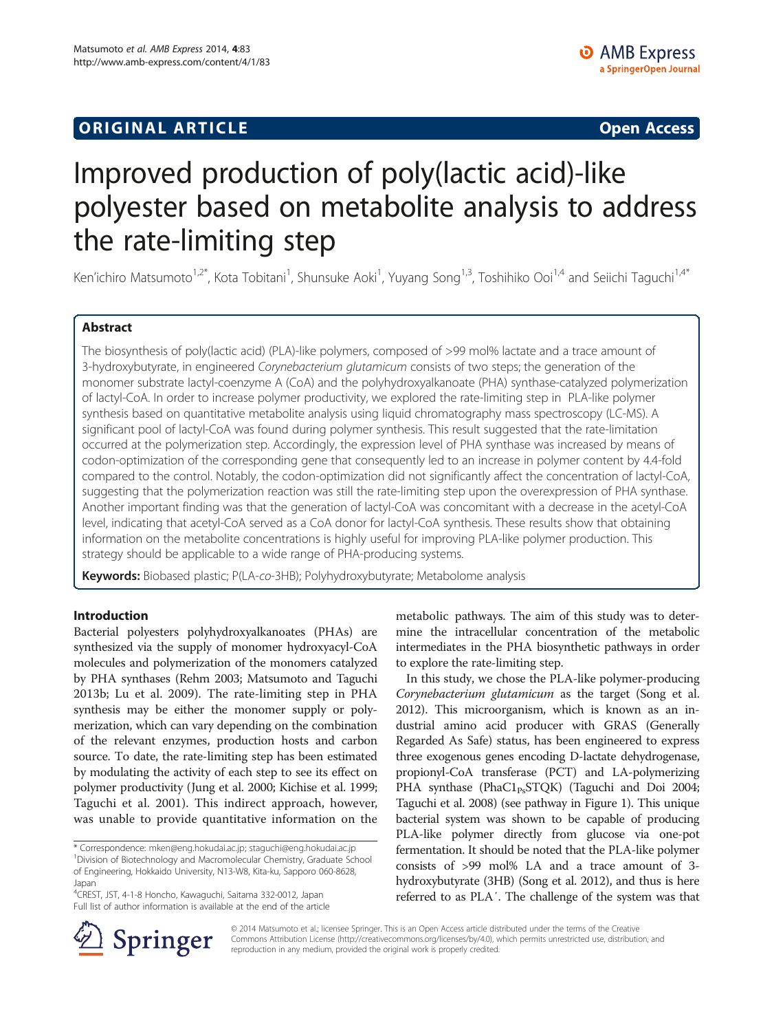**ORIGINAL ARTICLE** **Open Access**

# Improved production of poly(lactic acid)-like polyester based on metabolite analysis to address the rate-limiting step

Ken'ichiro Matsumoto[1,2*], Kota Tobitani[1], Shunsuke Aoki[1], Yuyang Song[1,3], Toshihiko Ooi[1,4] and Seiichi Taguchi[1,4*]

## Abstract

The biosynthesis of poly(lactic acid) (PLA)-like polymers, composed of >99 mol% lactate and a trace amount of 3-hydroxybutyrate, in engineered *Corynebacterium glutamicum* consists of two steps; the generation of the monomer substrate lactyl-coenzyme A (CoA) and the polyhydroxyalkanoate (PHA) synthase-catalyzed polymerization of lactyl-CoA. In order to increase polymer productivity, we explored the rate-limiting step in PLA-like polymer synthesis based on quantitative metabolite analysis using liquid chromatography mass spectroscopy (LC-MS). A significant pool of lactyl-CoA was found during polymer synthesis. This result suggested that the rate-limitation occurred at the polymerization step. Accordingly, the expression level of PHA synthase was increased by means of codon-optimization of the corresponding gene that consequently led to an increase in polymer content by 4.4-fold compared to the control. Notably, the codon-optimization did not significantly affect the concentration of lactyl-CoA, suggesting that the polymerization reaction was still the rate-limiting step upon the overexpression of PHA synthase. Another important finding was that the generation of lactyl-CoA was concomitant with a decrease in the acetyl-CoA level, indicating that acetyl-CoA served as a CoA donor for lactyl-CoA synthesis. These results show that obtaining information on the metabolite concentrations is highly useful for improving PLA-like polymer production. This strategy should be applicable to a wide range of PHA-producing systems.

**Keywords:** Biobased plastic; P(LA-*co*-3HB); Polyhydroxybutyrate; Metabolome analysis

## Introduction

Bacterial polyesters polyhydroxyalkanoates (PHAs) are synthesized via the supply of monomer hydroxyacyl-CoA molecules and polymerization of the monomers catalyzed by PHA synthases (Rehm 2003; Matsumoto and Taguchi 2013b; Lu et al. 2009). The rate-limiting step in PHA synthesis may be either the monomer supply or polymerization, which can vary depending on the combination of the relevant enzymes, production hosts and carbon source. To date, the rate-limiting step has been estimated by modulating the activity of each step to see its effect on polymer productivity (Jung et al. 2000; Kichise et al. 1999; Taguchi et al. 2001). This indirect approach, however, was unable to provide quantitative information on the metabolic pathways. The aim of this study was to determine the intracellular concentration of the metabolic intermediates in the PHA biosynthetic pathways in order to explore the rate-limiting step.

In this study, we chose the PLA-like polymer-producing *Corynebacterium glutamicum* as the target (Song et al. 2012). This microorganism, which is known as an industrial amino acid producer with GRAS (Generally Regarded As Safe) status, has been engineered to express three exogenous genes encoding D-lactate dehydrogenase, propionyl-CoA transferase (PCT) and LA-polymerizing PHA synthase (PhaC1$_{Ps}$STQK) (Taguchi and Doi 2004; Taguchi et al. 2008) (see pathway in Figure 1). This unique bacterial system was shown to be capable of producing PLA-like polymer directly from glucose via one-pot fermentation. It should be noted that the PLA-like polymer consists of >99 mol% LA and a trace amount of 3-hydroxybutyrate (3HB) (Song et al. 2012), and thus is here referred to as PLA′. The challenge of the system was that

\* Correspondence: mken@eng.hokudai.ac.jp; staguchi@eng.hokudai.ac.jp
[1]Division of Biotechnology and Macromolecular Chemistry, Graduate School of Engineering, Hokkaido University, N13-W8, Kita-ku, Sapporo 060-8628, Japan
[4]CREST, JST, 4-1-8 Honcho, Kawaguchi, Saitama 332-0012, Japan
Full list of author information is available at the end of the article

© 2014 Matsumoto et al.; licensee Springer. This is an Open Access article distributed under the terms of the Creative Commons Attribution License (http://creativecommons.org/licenses/by/4.0), which permits unrestricted use, distribution, and reproduction in any medium, provided the original work is properly credited.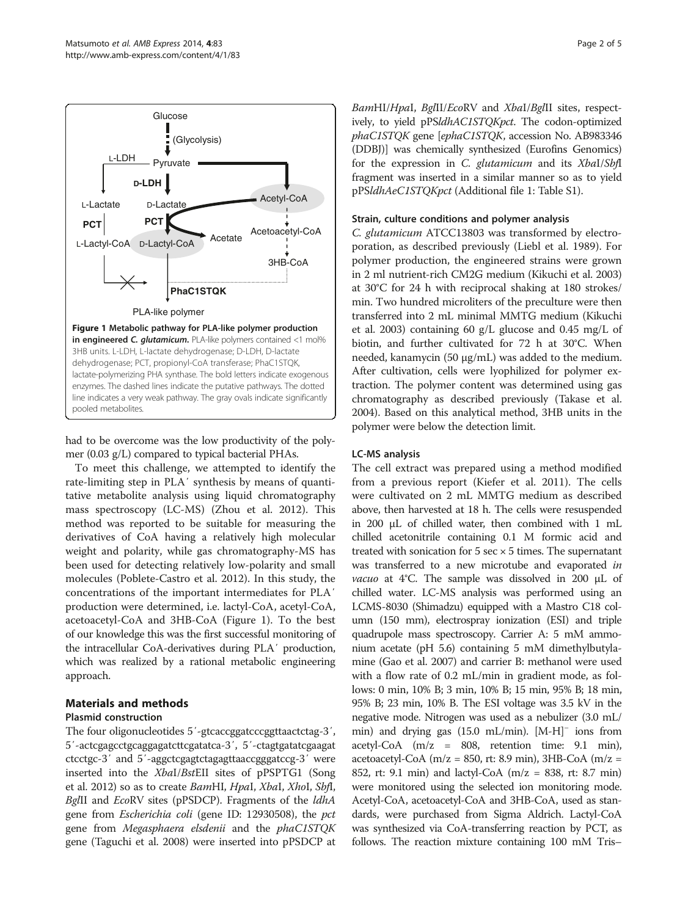**Figure 1 Metabolic pathway for PLA-like polymer production in engineered *C. glutamicum*.** PLA-like polymers contained <1 mol% 3HB units. L-LDH, L-lactate dehydrogenase; D-LDH, D-lactate dehydrogenase; PCT, propionyl-CoA transferase; PhaC1STQK, lactate-polymerizing PHA synthase. The bold letters indicate exogenous enzymes. The dashed lines indicate the putative pathways. The dotted line indicates a very weak pathway. The gray ovals indicate significantly pooled metabolites.

had to be overcome was the low productivity of the polymer (0.03 g/L) compared to typical bacterial PHAs.

To meet this challenge, we attempted to identify the rate-limiting step in PLA′ synthesis by means of quantitative metabolite analysis using liquid chromatography mass spectroscopy (LC-MS) (Zhou et al. 2012). This method was reported to be suitable for measuring the derivatives of CoA having a relatively high molecular weight and polarity, while gas chromatography-MS has been used for detecting relatively low-polarity and small molecules (Poblete-Castro et al. 2012). In this study, the concentrations of the important intermediates for PLA′ production were determined, i.e. lactyl-CoA, acetyl-CoA, acetoacetyl-CoA and 3HB-CoA (Figure 1). To the best of our knowledge this was the first successful monitoring of the intracellular CoA-derivatives during PLA′ production, which was realized by a rational metabolic engineering approach.

## Materials and methods

### Plasmid construction

The four oligonucleotides 5′-gtcaccggatcccggttaactctag-3′, 5′-actcgagcctgcaggagatcttcgatatca-3′, 5′-ctagtgatatcgaagatctcctgc-3′ and 5′-aggctcgagtctagagttaaccgggatccg-3′ were inserted into the *Xba*I/*Bst*EII sites of pPSPTG1 (Song et al. 2012) so as to create *Bam*HI, *Hpa*I, *Xba*I, *Xho*I, *Sbf*I, *Bgl*II and *Eco*RV sites (pPSDCP). Fragments of the *ldhA* gene from *Escherichia coli* (gene ID: 12930508), the *pct* gene from *Megasphaera elsdenii* and the *phaC1STQK* gene (Taguchi et al. 2008) were inserted into pPSDCP at *Bam*HI/*Hpa*I, *Bgl*II/*Eco*RV and *Xba*I/*Bgl*II sites, respectively, to yield pPS*ldhAC1STQKpct*. The codon-optimized *phaC1STQK* gene [*ephaC1STQK*, accession No. AB983346 (DDBJ)] was chemically synthesized (Eurofins Genomics) for the expression in *C. glutamicum* and its *Xba*I/*Sbf*I fragment was inserted in a similar manner so as to yield pPS*ldhAeC1STQKpct* (Additional file 1: Table S1).

### Strain, culture conditions and polymer analysis

*C. glutamicum* ATCC13803 was transformed by electroporation, as described previously (Liebl et al. 1989). For polymer production, the engineered strains were grown in 2 ml nutrient-rich CM2G medium (Kikuchi et al. 2003) at 30°C for 24 h with reciprocal shaking at 180 strokes/min. Two hundred microliters of the preculture were then transferred into 2 mL minimal MMTG medium (Kikuchi et al. 2003) containing 60 g/L glucose and 0.45 mg/L of biotin, and further cultivated for 72 h at 30°C. When needed, kanamycin (50 μg/mL) was added to the medium. After cultivation, cells were lyophilized for polymer extraction. The polymer content was determined using gas chromatography as described previously (Takase et al. 2004). Based on this analytical method, 3HB units in the polymer were below the detection limit.

### LC-MS analysis

The cell extract was prepared using a method modified from a previous report (Kiefer et al. 2011). The cells were cultivated on 2 mL MMTG medium as described above, then harvested at 18 h. The cells were resuspended in 200 μL of chilled water, then combined with 1 mL chilled acetonitrile containing 0.1 M formic acid and treated with sonication for 5 sec × 5 times. The supernatant was transferred to a new microtube and evaporated *in vacuo* at 4°C. The sample was dissolved in 200 μL of chilled water. LC-MS analysis was performed using an LCMS-8030 (Shimadzu) equipped with a Mastro C18 column (150 mm), electrospray ionization (ESI) and triple quadrupole mass spectroscopy. Carrier A: 5 mM ammonium acetate (pH 5.6) containing 5 mM dimethylbutylamine (Gao et al. 2007) and carrier B: methanol were used with a flow rate of 0.2 mL/min in gradient mode, as follows: 0 min, 10% B; 3 min, 10% B; 15 min, 95% B; 18 min, 95% B; 23 min, 10% B. The ESI voltage was 3.5 kV in the negative mode. Nitrogen was used as a nebulizer (3.0 mL/min) and drying gas (15.0 mL/min). $[M-H]^-$ ions from acetyl-CoA (m/z = 808, retention time: 9.1 min), acetoacetyl-CoA (m/z = 850, rt: 8.9 min), 3HB-CoA (m/z = 852, rt: 9.1 min) and lactyl-CoA (m/z = 838, rt: 8.7 min) were monitored using the selected ion monitoring mode. Acetyl-CoA, acetoacetyl-CoA and 3HB-CoA, used as standards, were purchased from Sigma Aldrich. Lactyl-CoA was synthesized via CoA-transferring reaction by PCT, as follows. The reaction mixture containing 100 mM Tris–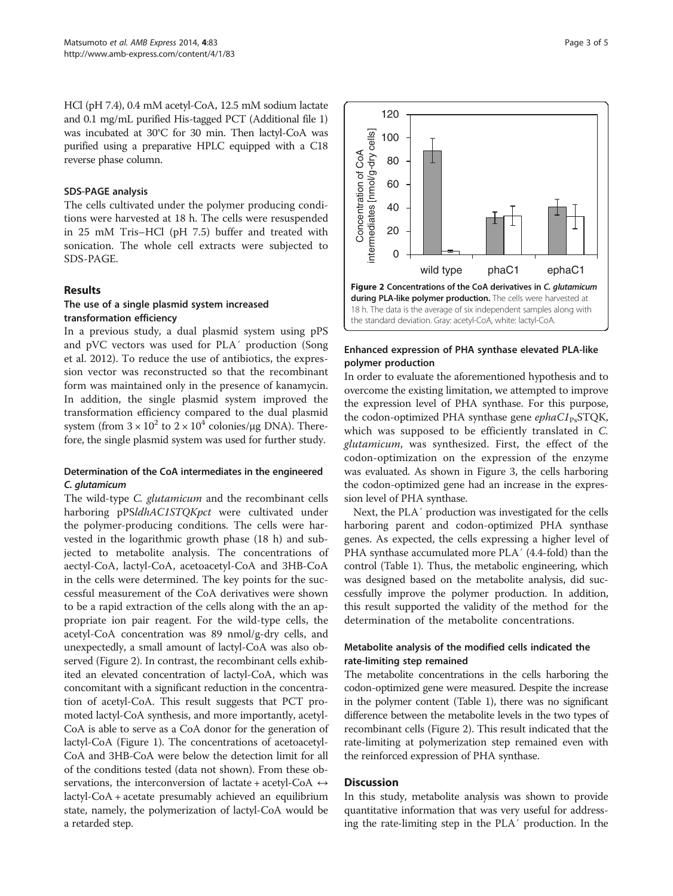HCl (pH 7.4), 0.4 mM acetyl-CoA, 12.5 mM sodium lactate and 0.1 mg/mL purified His-tagged PCT (Additional file 1) was incubated at 30°C for 30 min. Then lactyl-CoA was purified using a preparative HPLC equipped with a C18 reverse phase column.

### SDS-PAGE analysis

The cells cultivated under the polymer producing conditions were harvested at 18 h. The cells were resuspended in 25 mM Tris–HCl (pH 7.5) buffer and treated with sonication. The whole cell extracts were subjected to SDS-PAGE.

## Results

### The use of a single plasmid system increased transformation efficiency

In a previous study, a dual plasmid system using pPS and pVC vectors was used for PLA′ production (Song et al. 2012). To reduce the use of antibiotics, the expression vector was reconstructed so that the recombinant form was maintained only in the presence of kanamycin. In addition, the single plasmid system improved the transformation efficiency compared to the dual plasmid system (from $3 \times 10^2$ to $2 \times 10^4$ colonies/μg DNA). Therefore, the single plasmid system was used for further study.

### Determination of the CoA intermediates in the engineered *C. glutamicum*

The wild-type *C. glutamicum* and the recombinant cells harboring pPS*ldhAC1STQKpct* were cultivated under the polymer-producing conditions. The cells were harvested in the logarithmic growth phase (18 h) and subjected to metabolite analysis. The concentrations of aectyl-CoA, lactyl-CoA, acetoacetyl-CoA and 3HB-CoA in the cells were determined. The key points for the successful measurement of the CoA derivatives were shown to be a rapid extraction of the cells along with the an appropriate ion pair reagent. For the wild-type cells, the acetyl-CoA concentration was 89 nmol/g-dry cells, and unexpectedly, a small amount of lactyl-CoA was also observed (Figure 2). In contrast, the recombinant cells exhibited an elevated concentration of lactyl-CoA, which was concomitant with a significant reduction in the concentration of acetyl-CoA. This result suggests that PCT promoted lactyl-CoA synthesis, and more importantly, acetyl-CoA is able to serve as a CoA donor for the generation of lactyl-CoA (Figure 1). The concentrations of acetoacetyl-CoA and 3HB-CoA were below the detection limit for all of the conditions tested (data not shown). From these observations, the interconversion of lactate + acetyl-CoA ↔ lactyl-CoA + acetate presumably achieved an equilibrium state, namely, the polymerization of lactyl-CoA would be a retarded step.

**Figure 2 Concentrations of the CoA derivatives in *C. glutamicum* during PLA-like polymer production.** The cells were harvested at 18 h. The data is the average of six independent samples along with the standard deviation. Gray: acetyl-CoA, white: lactyl-CoA.

### Enhanced expression of PHA synthase elevated PLA-like polymer production

In order to evaluate the aforementioned hypothesis and to overcome the existing limitation, we attempted to improve the expression level of PHA synthase. For this purpose, the codon-optimized PHA synthase gene *ephaC1*$_{Ps}$STQK, which was supposed to be efficiently translated in *C. glutamicum*, was synthesized. First, the effect of the codon-optimization on the expression of the enzyme was evaluated. As shown in Figure 3, the cells harboring the codon-optimized gene had an increase in the expression level of PHA synthase.

Next, the PLA′ production was investigated for the cells harboring parent and codon-optimized PHA synthase genes. As expected, the cells expressing a higher level of PHA synthase accumulated more PLA′ (4.4-fold) than the control (Table 1). Thus, the metabolic engineering, which was designed based on the metabolite analysis, did successfully improve the polymer production. In addition, this result supported the validity of the method for the determination of the metabolite concentrations.

### Metabolite analysis of the modified cells indicated the rate-limiting step remained

The metabolite concentrations in the cells harboring the codon-optimized gene were measured. Despite the increase in the polymer content (Table 1), there was no significant difference between the metabolite levels in the two types of recombinant cells (Figure 2). This result indicated that the rate-limiting at polymerization step remained even with the reinforced expression of PHA synthase.

## Discussion

In this study, metabolite analysis was shown to provide quantitative information that was very useful for addressing the rate-limiting step in the PLA′ production. In the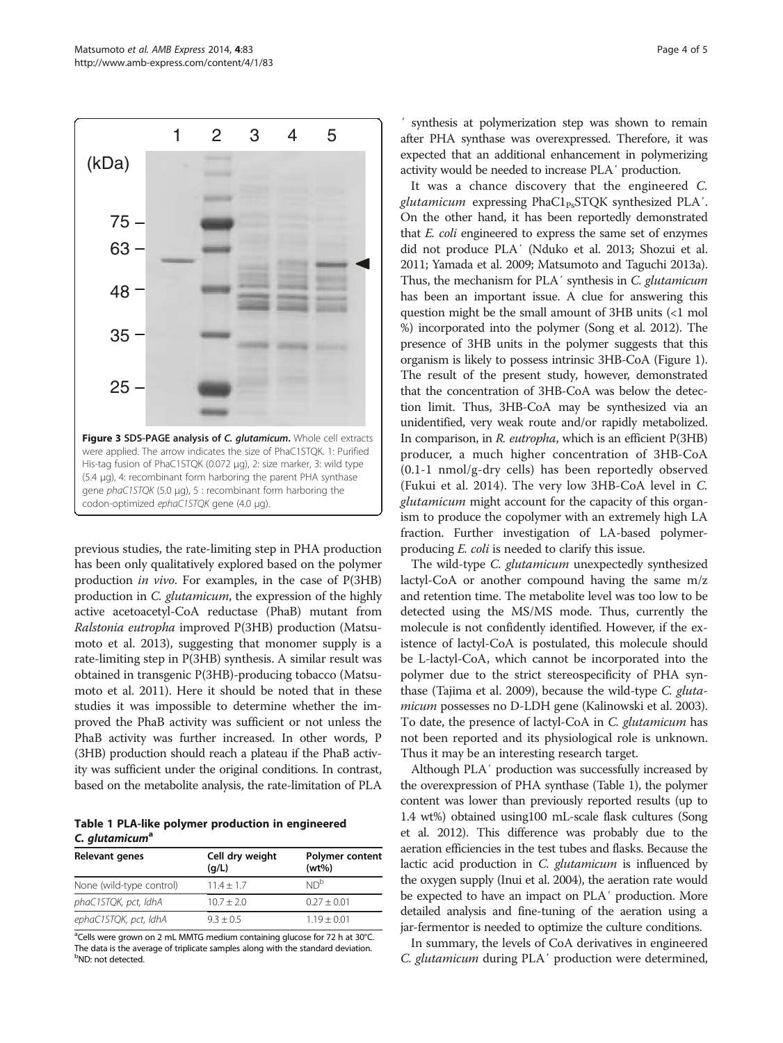**Figure 3 SDS-PAGE analysis of *C. glutamicum*.** Whole cell extracts were applied. The arrow indicates the size of PhaC1STQK. 1: Purified His-tag fusion of PhaC1STQK (0.072 μg), 2: size marker, 3: wild type (5.4 μg), 4: recombinant form harboring the parent PHA synthase gene *phaC1STQK* (5.0 μg), 5 : recombinant form harboring the codon-optimized *ephaC1STQK* gene (4.0 μg).

previous studies, the rate-limiting step in PHA production has been only qualitatively explored based on the polymer production *in vivo*. For examples, in the case of P(3HB) production in *C. glutamicum*, the expression of the highly active acetoacetyl-CoA reductase (PhaB) mutant from *Ralstonia eutropha* improved P(3HB) production (Matsumoto et al. 2013), suggesting that monomer supply is a rate-limiting step in P(3HB) synthesis. A similar result was obtained in transgenic P(3HB)-producing tobacco (Matsumoto et al. 2011). Here it should be noted that in these studies it was impossible to determine whether the improved the PhaB activity was sufficient or not unless the PhaB activity was further increased. In other words, P (3HB) production should reach a plateau if the PhaB activity was sufficient under the original conditions. In contrast, based on the metabolite analysis, the rate-limitation of PLA′ synthesis at polymerization step was shown to remain after PHA synthase was overexpressed. Therefore, it was expected that an additional enhancement in polymerizing activity would be needed to increase PLA′ production.

**Table 1 PLA-like polymer production in engineered *C. glutamicum*[a]**

| Relevant genes | Cell dry weight (g/L) | Polymer content (wt%) |
| --- | --- | --- |
| None (wild-type control) | 11.4 ± 1.7 | ND[b] |
| *phaC1STQK, pct, ldhA* | 10.7 ± 2.0 | 0.27 ± 0.01 |
| *ephaC1STQK, pct, ldhA* | 9.3 ± 0.5 | 1.19 ± 0.01 |

[a]Cells were grown on 2 mL MMTG medium containing glucose for 72 h at 30°C. The data is the average of triplicate samples along with the standard deviation.
[b]ND: not detected.

It was a chance discovery that the engineered *C. glutamicum* expressing $PhaC1_{Ps}STQK$ synthesized PLA′. On the other hand, it has been reportedly demonstrated that *E. coli* engineered to express the same set of enzymes did not produce PLA′ (Nduko et al. 2013; Shozui et al. 2011; Yamada et al. 2009; Matsumoto and Taguchi 2013a). Thus, the mechanism for PLA′ synthesis in *C. glutamicum* has been an important issue. A clue for answering this question might be the small amount of 3HB units (<1 mol %) incorporated into the polymer (Song et al. 2012). The presence of 3HB units in the polymer suggests that this organism is likely to possess intrinsic 3HB-CoA (Figure 1). The result of the present study, however, demonstrated that the concentration of 3HB-CoA was below the detection limit. Thus, 3HB-CoA may be synthesized via an unidentified, very weak route and/or rapidly metabolized. In comparison, in *R. eutropha*, which is an efficient P(3HB) producer, a much higher concentration of 3HB-CoA (0.1-1 nmol/g-dry cells) has been reportedly observed (Fukui et al. 2014). The very low 3HB-CoA level in *C. glutamicum* might account for the capacity of this organism to produce the copolymer with an extremely high LA fraction. Further investigation of LA-based polymer-producing *E. coli* is needed to clarify this issue.

The wild-type *C. glutamicum* unexpectedly synthesized lactyl-CoA or another compound having the same m/z and retention time. The metabolite level was too low to be detected using the MS/MS mode. Thus, currently the molecule is not confidently identified. However, if the existence of lactyl-CoA is postulated, this molecule should be L-lactyl-CoA, which cannot be incorporated into the polymer due to the strict stereospecificity of PHA synthase (Tajima et al. 2009), because the wild-type *C. glutamicum* possesses no D-LDH gene (Kalinowski et al. 2003). To date, the presence of lactyl-CoA in *C. glutamicum* has not been reported and its physiological role is unknown. Thus it may be an interesting research target.

Although PLA′ production was successfully increased by the overexpression of PHA synthase (Table 1), the polymer content was lower than previously reported results (up to 1.4 wt%) obtained using100 mL-scale flask cultures (Song et al. 2012). This difference was probably due to the aeration efficiencies in the test tubes and flasks. Because the lactic acid production in *C. glutamicum* is influenced by the oxygen supply (Inui et al. 2004), the aeration rate would be expected to have an impact on PLA′ production. More detailed analysis and fine-tuning of the aeration using a jar-fermentor is needed to optimize the culture conditions.

In summary, the levels of CoA derivatives in engineered *C. glutamicum* during PLA′ production were determined,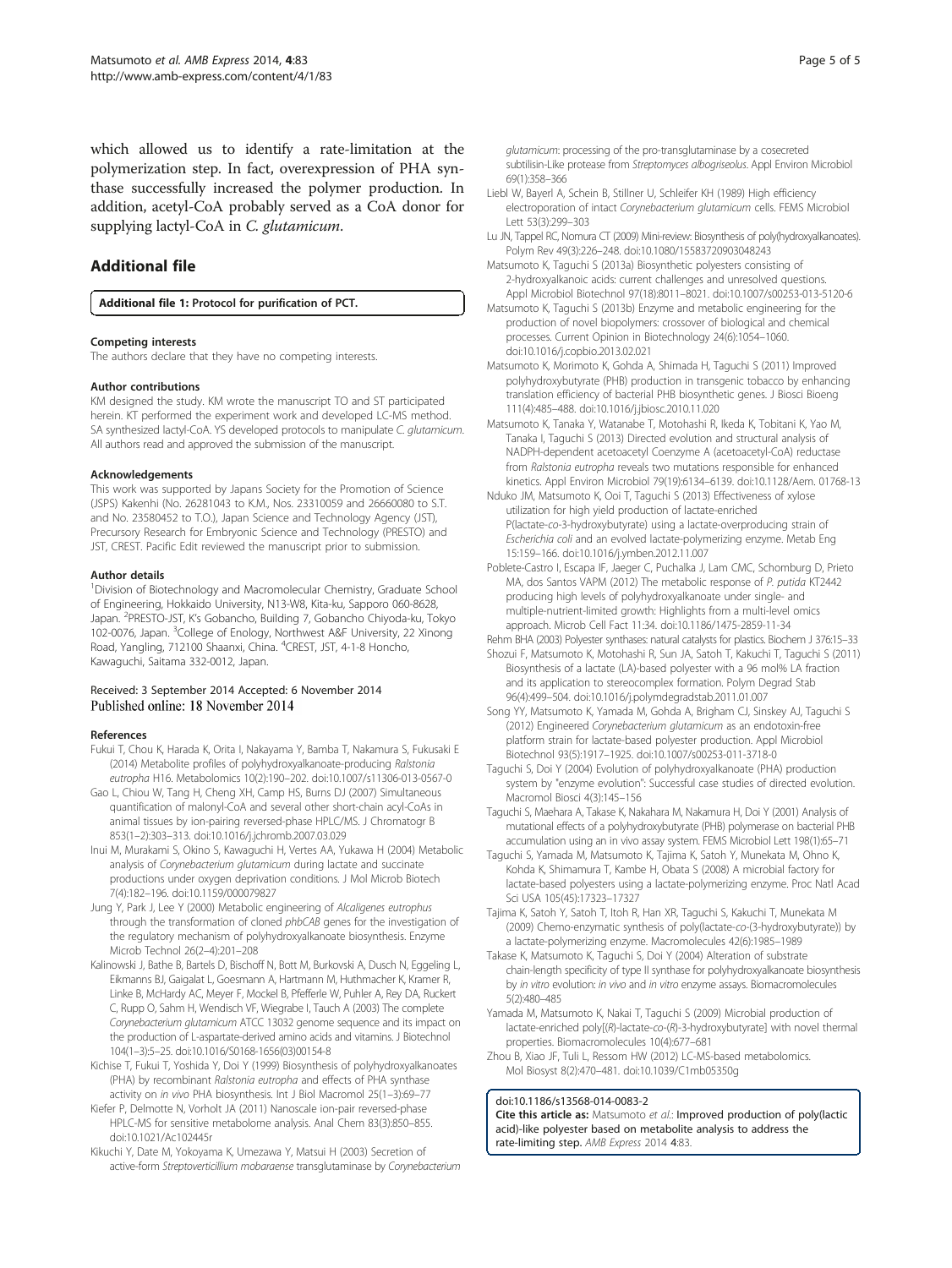which allowed us to identify a rate-limitation at the polymerization step. In fact, overexpression of PHA synthase successfully increased the polymer production. In addition, acetyl-CoA probably served as a CoA donor for supplying lactyl-CoA in *C. glutamicum*.

## Additional file

**Additional file 1: Protocol for purification of PCT.**

#### Competing interests
The authors declare that they have no competing interests.

#### Author contributions
KM designed the study. KM wrote the manuscript TO and ST participated herein. KT performed the experiment work and developed LC-MS method. SA synthesized lactyl-CoA. YS developed protocols to manipulate *C. glutamicum*. All authors read and approved the submission of the manuscript.

#### Acknowledgements
This work was supported by Japans Society for the Promotion of Science (JSPS) Kakenhi (No. 26281043 to K.M., Nos. 23310059 and 26660080 to S.T. and No. 23580452 to T.O.), Japan Science and Technology Agency (JST), Precursory Research for Embryonic Science and Technology (PRESTO) and JST, CREST. Pacific Edit reviewed the manuscript prior to submission.

#### Author details
[1]Division of Biotechnology and Macromolecular Chemistry, Graduate School of Engineering, Hokkaido University, N13-W8, Kita-ku, Sapporo 060-8628, Japan. [2]PRESTO-JST, K's Gobancho, Building 7, Gobancho Chiyoda-ku, Tokyo 102-0076, Japan. [3]College of Enology, Northwest A&F University, 22 Xinong Road, Yangling, 712100 Shaanxi, China. [4]CREST, JST, 4-1-8 Honcho, Kawaguchi, Saitama 332-0012, Japan.

Received: 3 September 2014 Accepted: 6 November 2014
Published online: 18 November 2014

#### References
- Fukui T, Chou K, Harada K, Orita I, Nakayama Y, Bamba T, Nakamura S, Fukusaki E (2014) Metabolite profiles of polyhydroxyalkanoate-producing *Ralstonia eutropha* H16. Metabolomics 10(2):190–202. doi:10.1007/s11306-013-0567-0
- Gao L, Chiou W, Tang H, Cheng XH, Camp HS, Burns DJ (2007) Simultaneous quantification of malonyl-CoA and several other short-chain acyl-CoAs in animal tissues by ion-pairing reversed-phase HPLC/MS. J Chromatogr B 853(1–2):303–313. doi:10.1016/j.jchromb.2007.03.029
- Inui M, Murakami S, Okino S, Kawaguchi H, Vertes AA, Yukawa H (2004) Metabolic analysis of *Corynebacterium glutamicum* during lactate and succinate productions under oxygen deprivation conditions. J Mol Microb Biotech 7(4):182–196. doi:10.1159/000079827
- Jung Y, Park J, Lee Y (2000) Metabolic engineering of *Alcaligenes eutrophus* through the transformation of cloned *phbCAB* genes for the investigation of the regulatory mechanism of polyhydroxyalkanoate biosynthesis. Enzyme Microb Technol 26(2–4):201–208
- Kalinowski J, Bathe B, Bartels D, Bischoff N, Bott M, Burkovski A, Dusch N, Eggeling L, Eikmanns BJ, Gaigalat L, Goesmann A, Hartmann M, Huthmacher K, Kramer R, Linke B, McHardy AC, Meyer F, Mockel B, Pfefferle W, Puhler A, Rey DA, Ruckert C, Rupp O, Sahm H, Wendisch VF, Wiegrabe I, Tauch A (2003) The complete *Corynebacterium glutamicum* ATCC 13032 genome sequence and its impact on the production of L-aspartate-derived amino acids and vitamins. J Biotechnol 104(1–3):5–25. doi:10.1016/S0168-1656(03)00154-8
- Kichise T, Fukui T, Yoshida Y, Doi Y (1999) Biosynthesis of polyhydroxyalkanoates (PHA) by recombinant *Ralstonia eutropha* and effects of PHA synthase activity on *in vivo* PHA biosynthesis. Int J Biol Macromol 25(1–3):69–77
- Kiefer P, Delmotte N, Vorholt JA (2011) Nanoscale ion-pair reversed-phase HPLC-MS for sensitive metabolome analysis. Anal Chem 83(3):850–855. doi:10.1021/Ac102445r
- Kikuchi Y, Date M, Yokoyama K, Umezawa Y, Matsui H (2003) Secretion of active-form *Streptoverticillium mobaraense* transglutaminase by *Corynebacterium glutamicum*: processing of the pro-transglutaminase by a cosecreted subtilisin-Like protease from *Streptomyces albogriseolus*. Appl Environ Microbiol 69(1):358–366
- Liebl W, Bayerl A, Schein B, Stillner U, Schleifer KH (1989) High efficiency electroporation of intact *Corynebacterium glutamicum* cells. FEMS Microbiol Lett 53(3):299–303
- Lu JN, Tappel RC, Nomura CT (2009) Mini-review: Biosynthesis of poly(hydroxyalkanoates). Polym Rev 49(3):226–248. doi:10.1080/15583720903048243
- Matsumoto K, Taguchi S (2013a) Biosynthetic polyesters consisting of 2-hydroxyalkanoic acids: current challenges and unresolved questions. Appl Microbiol Biotechnol 97(18):8011–8021. doi:10.1007/s00253-013-5120-6
- Matsumoto K, Taguchi S (2013b) Enzyme and metabolic engineering for the production of novel biopolymers: crossover of biological and chemical processes. Current Opinion in Biotechnology 24(6):1054–1060. doi:10.1016/j.copbio.2013.02.021
- Matsumoto K, Morimoto K, Gohda A, Shimada H, Taguchi S (2011) Improved polyhydroxybutyrate (PHB) production in transgenic tobacco by enhancing translation efficiency of bacterial PHB biosynthetic genes. J Biosci Bioeng 111(4):485–488. doi:10.1016/j.jbiosc.2010.11.020
- Matsumoto K, Tanaka Y, Watanabe T, Motohashi R, Ikeda K, Tobitani K, Yao M, Tanaka I, Taguchi S (2013) Directed evolution and structural analysis of NADPH-dependent acetoacetyl Coenzyme A (acetoacetyl-CoA) reductase from *Ralstonia eutropha* reveals two mutations responsible for enhanced kinetics. Appl Environ Microbiol 79(19):6134–6139. doi:10.1128/Aem. 01768-13
- Nduko JM, Matsumoto K, Ooi T, Taguchi S (2013) Effectiveness of xylose utilization for high yield production of lactate-enriched P(lactate-*co*-3-hydroxybutyrate) using a lactate-overproducing strain of *Escherichia coli* and an evolved lactate-polymerizing enzyme. Metab Eng 15:159–166. doi:10.1016/j.ymben.2012.11.007
- Poblete-Castro I, Escapa IF, Jaeger C, Puchalka J, Lam CMC, Schomburg D, Prieto MA, dos Santos VAPM (2012) The metabolic response of *P. putida* KT2442 producing high levels of polyhydroxyalkanoate under single- and multiple-nutrient-limited growth: Highlights from a multi-level omics approach. Microb Cell Fact 11:34. doi:10.1186/1475-2859-11-34
- Rehm BHA (2003) Polyester synthases: natural catalysts for plastics. Biochem J 376:15–33
- Shozui F, Matsumoto K, Motohashi R, Sun JA, Satoh T, Kakuchi T, Taguchi S (2011) Biosynthesis of a lactate (LA)-based polyester with a 96 mol% LA fraction and its application to stereocomplex formation. Polym Degrad Stab 96(4):499–504. doi:10.1016/j.polymdegradstab.2011.01.007
- Song YY, Matsumoto K, Yamada M, Gohda A, Brigham CJ, Sinskey AJ, Taguchi S (2012) Engineered *Corynebacterium glutamicum* as an endotoxin-free platform strain for lactate-based polyester production. Appl Microbiol Biotechnol 93(5):1917–1925. doi:10.1007/s00253-011-3718-0
- Taguchi S, Doi Y (2004) Evolution of polyhydroxyalkanoate (PHA) production system by "enzyme evolution": Successful case studies of directed evolution. Macromol Biosci 4(3):145–156
- Taguchi S, Maehara A, Takase K, Nakahara M, Nakamura H, Doi Y (2001) Analysis of mutational effects of a polyhydroxybutyrate (PHB) polymerase on bacterial PHB accumulation using an in vivo assay system. FEMS Microbiol Lett 198(1):65–71
- Taguchi S, Yamada M, Matsumoto K, Tajima K, Satoh Y, Munekata M, Ohno K, Kohda K, Shimamura T, Kambe H, Obata S (2008) A microbial factory for lactate-based polyesters using a lactate-polymerizing enzyme. Proc Natl Acad Sci USA 105(45):17323–17327
- Tajima K, Satoh Y, Satoh T, Itoh R, Han XR, Taguchi S, Kakuchi T, Munekata M (2009) Chemo-enzymatic synthesis of poly(lactate-*co*-(3-hydroxybutyrate)) by a lactate-polymerizing enzyme. Macromolecules 42(6):1985–1989
- Takase K, Matsumoto K, Taguchi S, Doi Y (2004) Alteration of substrate chain-length specificity of type II synthase for polyhydroxyalkanoate biosynthesis by *in vitro* evolution: *in vivo* and *in vitro* enzyme assays. Biomacromolecules 5(2):480–485
- Yamada M, Matsumoto K, Nakai T, Taguchi S (2009) Microbial production of lactate-enriched poly[(*R*)-lactate-*co*-(*R*)-3-hydroxybutyrate] with novel thermal properties. Biomacromolecules 10(4):677–681
- Zhou B, Xiao JF, Tuli L, Ressom HW (2012) LC-MS-based metabolomics. Mol Biosyst 8(2):470–481. doi:10.1039/C1mb05350g

doi:10.1186/s13568-014-0083-2
**Cite this article as:** Matsumoto *et al.*: Improved production of poly(lactic acid)-like polyester based on metabolite analysis to address the rate-limiting step. AMB Express 2014 4:83.